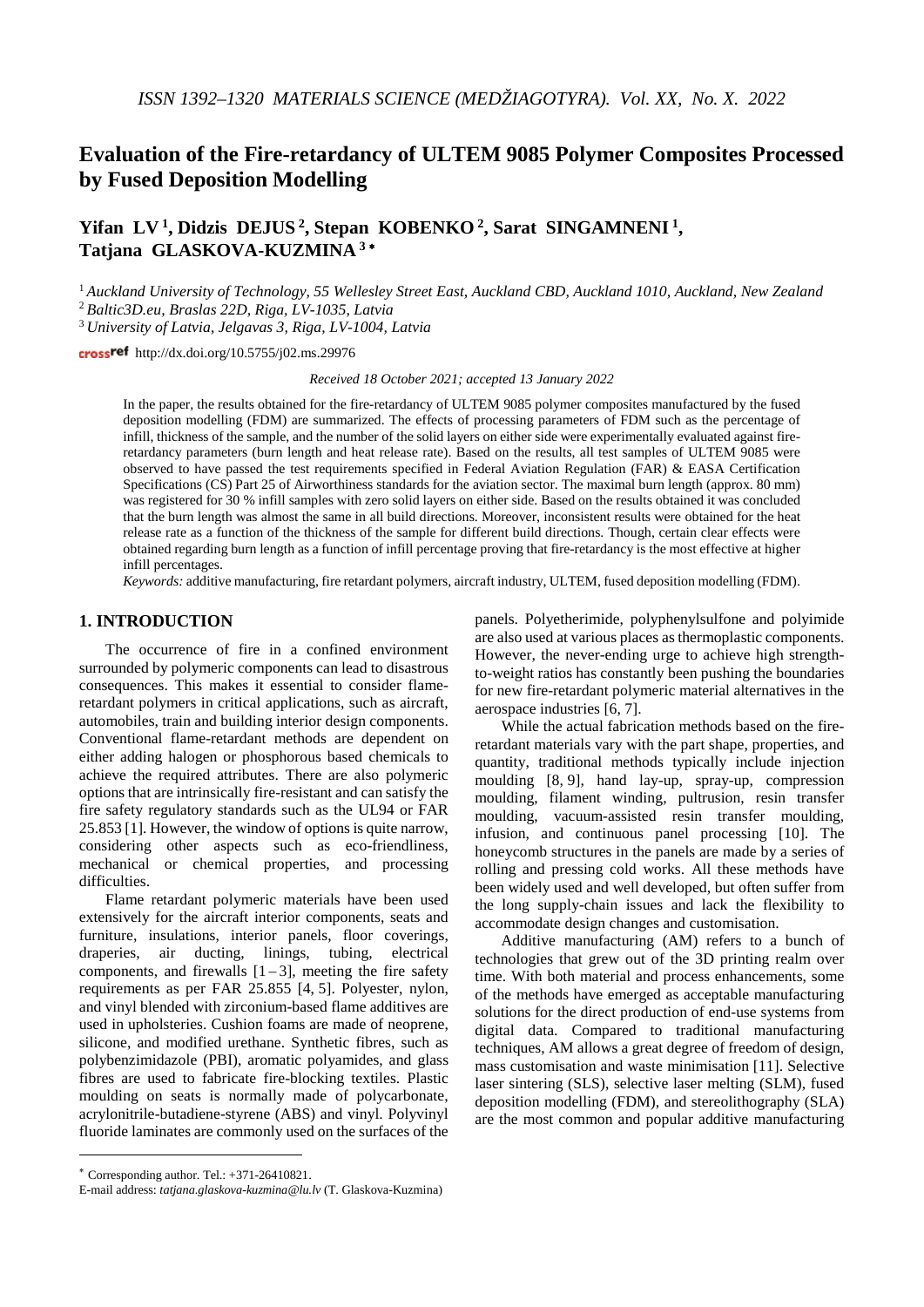# Evaluation of the Fire-retardancy of ULTEM 9085 Polymer Composites Processed by Fused Deposition Modelling

**Yifan LV [1], Didzis DEJUS [2], Stepan KOBENKO [2], Sarat SINGAMNENI [1], Tatjana GLASKOVA-KUZMINA [3]***

[1] *Auckland University of Technology, 55 Wellesley Street East, Auckland CBD, Auckland 1010, Auckland, New Zealand*

[2] *Baltic3D.eu, Braslas 22D, Riga, LV-1035, Latvia*

[3] *University of Latvia, Jelgavas 3, Riga, LV-1004, Latvia*

http://dx.doi.org/10.5755/j02.ms.29976

*Received 18 October 2021; accepted 13 January 2022*

In the paper, the results obtained for the fire-retardancy of ULTEM 9085 polymer composites manufactured by the fused deposition modelling (FDM) are summarized. The effects of processing parameters of FDM such as the percentage of infill, thickness of the sample, and the number of the solid layers on either side were experimentally evaluated against fire-retardancy parameters (burn length and heat release rate). Based on the results, all test samples of ULTEM 9085 were observed to have passed the test requirements specified in Federal Aviation Regulation (FAR) & EASA Certification Specifications (CS) Part 25 of Airworthiness standards for the aviation sector. The maximal burn length (approx. 80 mm) was registered for 30 % infill samples with zero solid layers on either side. Based on the results obtained it was concluded that the burn length was almost the same in all build directions. Moreover, inconsistent results were obtained for the heat release rate as a function of the thickness of the sample for different build directions. Though, certain clear effects were obtained regarding burn length as a function of infill percentage proving that fire-retardancy is the most effective at higher infill percentages.

*Keywords:* additive manufacturing, fire retardant polymers, aircraft industry, ULTEM, fused deposition modelling (FDM).

## 1. INTRODUCTION

The occurrence of fire in a confined environment surrounded by polymeric components can lead to disastrous consequences. This makes it essential to consider flame-retardant polymers in critical applications, such as aircraft, automobiles, train and building interior design components. Conventional flame-retardant methods are dependent on either adding halogen or phosphorous based chemicals to achieve the required attributes. There are also polymeric options that are intrinsically fire-resistant and can satisfy the fire safety regulatory standards such as the UL94 or FAR 25.853 [1]. However, the window of options is quite narrow, considering other aspects such as eco-friendliness, mechanical or chemical properties, and processing difficulties.

Flame retardant polymeric materials have been used extensively for the aircraft interior components, seats and furniture, insulations, interior panels, floor coverings, draperies, air ducting, linings, tubing, electrical components, and firewalls [1–3], meeting the fire safety requirements as per FAR 25.855 [4, 5]. Polyester, nylon, and vinyl blended with zirconium-based flame additives are used in upholsteries. Cushion foams are made of neoprene, silicone, and modified urethane. Synthetic fibres, such as polybenzimidazole (PBI), aromatic polyamides, and glass fibres are used to fabricate fire-blocking textiles. Plastic moulding on seats is normally made of polycarbonate, acrylonitrile-butadiene-styrene (ABS) and vinyl. Polyvinyl fluoride laminates are commonly used on the surfaces of the panels. Polyetherimide, polyphenylsulfone and polyimide are also used at various places as thermoplastic components. However, the never-ending urge to achieve high strength-to-weight ratios has constantly been pushing the boundaries for new fire-retardant polymeric material alternatives in the aerospace industries [6, 7].

While the actual fabrication methods based on the fire-retardant materials vary with the part shape, properties, and quantity, traditional methods typically include injection moulding [8, 9], hand lay-up, spray-up, compression moulding, filament winding, pultrusion, resin transfer moulding, vacuum-assisted resin transfer moulding, infusion, and continuous panel processing [10]. The honeycomb structures in the panels are made by a series of rolling and pressing cold works. All these methods have been widely used and well developed, but often suffer from the long supply-chain issues and lack the flexibility to accommodate design changes and customisation.

Additive manufacturing (AM) refers to a bunch of technologies that grew out of the 3D printing realm over time. With both material and process enhancements, some of the methods have emerged as acceptable manufacturing solutions for the direct production of end-use systems from digital data. Compared to traditional manufacturing techniques, AM allows a great degree of freedom of design, mass customisation and waste minimisation [11]. Selective laser sintering (SLS), selective laser melting (SLM), fused deposition modelling (FDM), and stereolithography (SLA) are the most common and popular additive manufacturing

---

* Corresponding author. Tel.: +371-26410821.
E-mail address: *tatjana.glaskova-kuzmina@lu.lv* (T. Glaskova-Kuzmina)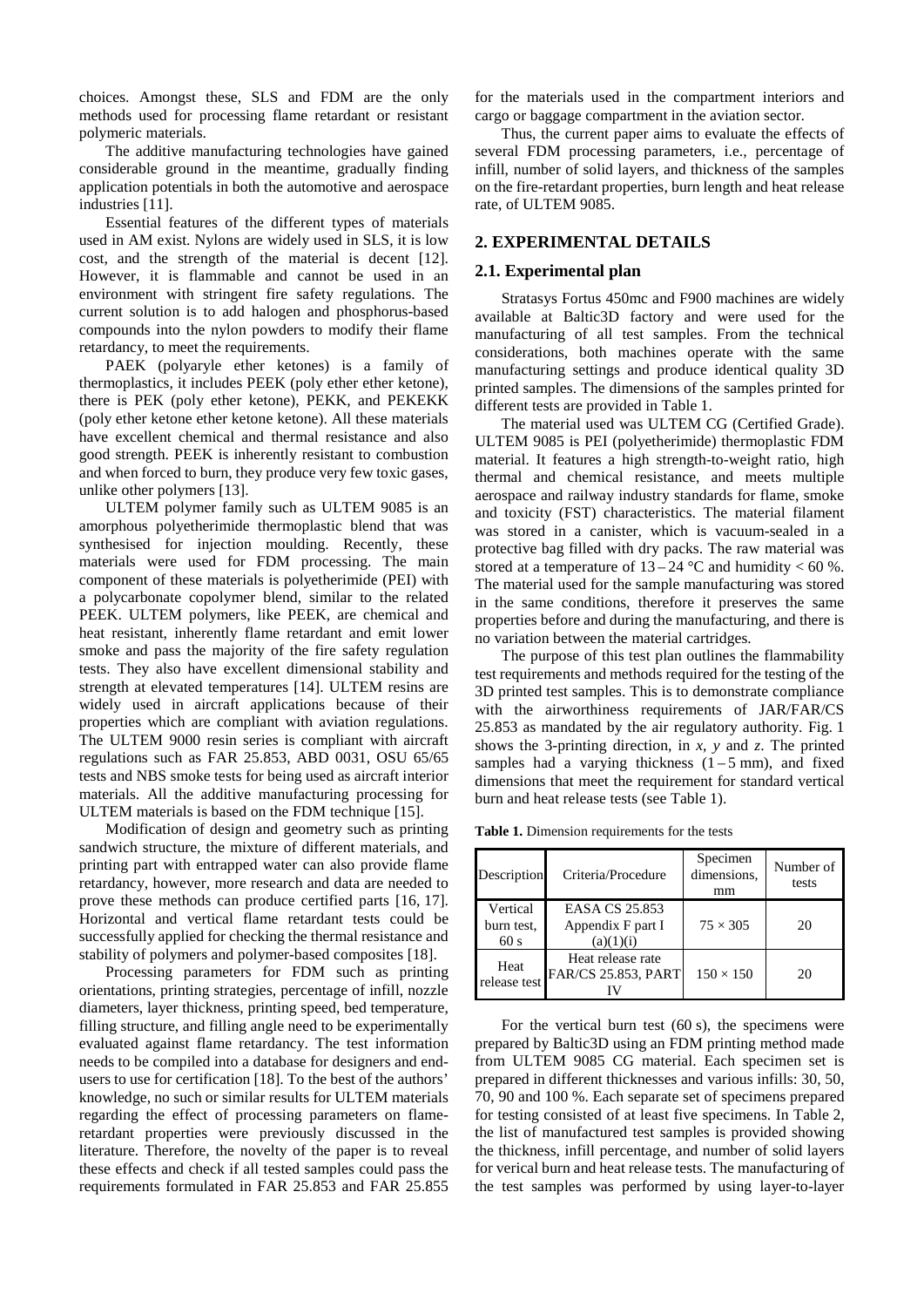choices. Amongst these, SLS and FDM are the only methods used for processing flame retardant or resistant polymeric materials.

The additive manufacturing technologies have gained considerable ground in the meantime, gradually finding application potentials in both the automotive and aerospace industries [11].

Essential features of the different types of materials used in AM exist. Nylons are widely used in SLS, it is low cost, and the strength of the material is decent [12]. However, it is flammable and cannot be used in an environment with stringent fire safety regulations. The current solution is to add halogen and phosphorus-based compounds into the nylon powders to modify their flame retardancy, to meet the requirements.

PAEK (polyaryle ether ketones) is a family of thermoplastics, it includes PEEK (poly ether ether ketone), there is PEK (poly ether ketone), PEKK, and PEKEKK (poly ether ketone ether ketone ketone). All these materials have excellent chemical and thermal resistance and also good strength. PEEK is inherently resistant to combustion and when forced to burn, they produce very few toxic gases, unlike other polymers [13].

ULTEM polymer family such as ULTEM 9085 is an amorphous polyetherimide thermoplastic blend that was synthesised for injection moulding. Recently, these materials were used for FDM processing. The main component of these materials is polyetherimide (PEI) with a polycarbonate copolymer blend, similar to the related PEEK. ULTEM polymers, like PEEK, are chemical and heat resistant, inherently flame retardant and emit lower smoke and pass the majority of the fire safety regulation tests. They also have excellent dimensional stability and strength at elevated temperatures [14]. ULTEM resins are widely used in aircraft applications because of their properties which are compliant with aviation regulations. The ULTEM 9000 resin series is compliant with aircraft regulations such as FAR 25.853, ABD 0031, OSU 65/65 tests and NBS smoke tests for being used as aircraft interior materials. All the additive manufacturing processing for ULTEM materials is based on the FDM technique [15].

Modification of design and geometry such as printing sandwich structure, the mixture of different materials, and printing part with entrapped water can also provide flame retardancy, however, more research and data are needed to prove these methods can produce certified parts [16, 17]. Horizontal and vertical flame retardant tests could be successfully applied for checking the thermal resistance and stability of polymers and polymer-based composites [18].

Processing parameters for FDM such as printing orientations, printing strategies, percentage of infill, nozzle diameters, layer thickness, printing speed, bed temperature, filling structure, and filling angle need to be experimentally evaluated against flame retardancy. The test information needs to be compiled into a database for designers and end-users to use for certification [18]. To the best of the authors' knowledge, no such or similar results for ULTEM materials regarding the effect of processing parameters on flame-retardant properties were previously discussed in the literature. Therefore, the novelty of the paper is to reveal these effects and check if all tested samples could pass the requirements formulated in FAR 25.853 and FAR 25.855 for the materials used in the compartment interiors and cargo or baggage compartment in the aviation sector.

Thus, the current paper aims to evaluate the effects of several FDM processing parameters, i.e., percentage of infill, number of solid layers, and thickness of the samples on the fire-retardant properties, burn length and heat release rate, of ULTEM 9085.

## 2. EXPERIMENTAL DETAILS

### 2.1. Experimental plan

Stratasys Fortus 450mc and F900 machines are widely available at Baltic3D factory and were used for the manufacturing of all test samples. From the technical considerations, both machines operate with the same manufacturing settings and produce identical quality 3D printed samples. The dimensions of the samples printed for different tests are provided in Table 1.

The material used was ULTEM CG (Certified Grade). ULTEM 9085 is PEI (polyetherimide) thermoplastic FDM material. It features a high strength-to-weight ratio, high thermal and chemical resistance, and meets multiple aerospace and railway industry standards for flame, smoke and toxicity (FST) characteristics. The material filament was stored in a canister, which is vacuum-sealed in a protective bag filled with dry packs. The raw material was stored at a temperature of 13 – 24 °C and humidity < 60 %. The material used for the sample manufacturing was stored in the same conditions, therefore it preserves the same properties before and during the manufacturing, and there is no variation between the material cartridges.

The purpose of this test plan outlines the flammability test requirements and methods required for the testing of the 3D printed test samples. This is to demonstrate compliance with the airworthiness requirements of JAR/FAR/CS 25.853 as mandated by the air regulatory authority. Fig. 1 shows the 3-printing direction, in *x*, *y* and *z*. The printed samples had a varying thickness (1 – 5 mm), and fixed dimensions that meet the requirement for standard vertical burn and heat release tests (see Table 1).

**Table 1.** Dimension requirements for the tests

| Description | Criteria/Procedure | Specimen dimensions, mm | Number of tests |
|---|---|---|---|
| Vertical burn test, 60 s | EASA CS 25.853 Appendix F part I (a)(1)(i) | 75 × 305 | 20 |
| Heat release test | Heat release rate FAR/CS 25.853, PART IV | 150 × 150 | 20 |

For the vertical burn test (60 s), the specimens were prepared by Baltic3D using an FDM printing method made from ULTEM 9085 CG material. Each specimen set is prepared in different thicknesses and various infills: 30, 50, 70, 90 and 100 %. Each separate set of specimens prepared for testing consisted of at least five specimens. In Table 2, the list of manufactured test samples is provided showing the thickness, infill percentage, and number of solid layers for verical burn and heat release tests. The manufacturing of the test samples was performed by using layer-to-layer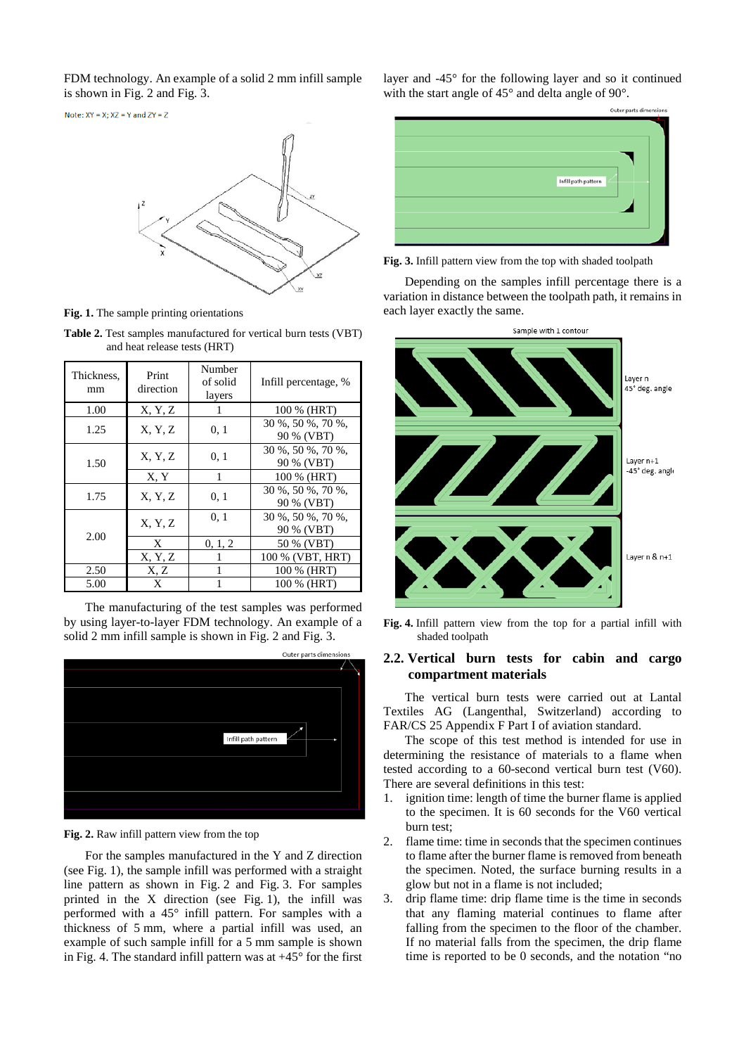FDM technology. An example of a solid 2 mm infill sample is shown in Fig. 2 and Fig. 3.

**Fig. 1.** The sample printing orientations

**Table 2.** Test samples manufactured for vertical burn tests (VBT) and heat release tests (HRT)

| Thickness, mm | Print direction | Number of solid layers | Infill percentage, % |
|---|---|---|---|
| 1.00 | X, Y, Z | 1 | 100 % (HRT) |
| 1.25 | X, Y, Z | 0, 1 | 30 %, 50 %, 70 %, 90 % (VBT) |
| 1.50 | X, Y, Z | 0, 1 | 30 %, 50 %, 70 %, 90 % (VBT) |
| | X, Y | 1 | 100 % (HRT) |
| 1.75 | X, Y, Z | 0, 1 | 30 %, 50 %, 70 %, 90 % (VBT) |
| 2.00 | X, Y, Z | 0, 1 | 30 %, 50 %, 70 %, 90 % (VBT) |
| | X | 0, 1, 2 | 50 % (VBT) |
| | X, Y, Z | 1 | 100 % (VBT, HRT) |
| 2.50 | X, Z | 1 | 100 % (HRT) |
| 5.00 | X | 1 | 100 % (HRT) |

The manufacturing of the test samples was performed by using layer-to-layer FDM technology. An example of a solid 2 mm infill sample is shown in Fig. 2 and Fig. 3.

**Fig. 2.** Raw infill pattern view from the top

For the samples manufactured in the Y and Z direction (see Fig. 1), the sample infill was performed with a straight line pattern as shown in Fig. 2 and Fig. 3. For samples printed in the X direction (see Fig. 1), the infill was performed with a 45° infill pattern. For samples with a thickness of 5 mm, where a partial infill was used, an example of such sample infill for a 5 mm sample is shown in Fig. 4. The standard infill pattern was at +45° for the first layer and -45° for the following layer and so it continued with the start angle of 45° and delta angle of 90°.

**Fig. 3.** Infill pattern view from the top with shaded toolpath

Depending on the samples infill percentage there is a variation in distance between the toolpath path, it remains in each layer exactly the same.

**Fig. 4.** Infill pattern view from the top for a partial infill with shaded toolpath

## 2.2. Vertical burn tests for cabin and cargo compartment materials

The vertical burn tests were carried out at Lantal Textiles AG (Langenthal, Switzerland) according to FAR/CS 25 Appendix F Part I of aviation standard.

The scope of this test method is intended for use in determining the resistance of materials to a flame when tested according to a 60-second vertical burn test (V60). There are several definitions in this test:

1. ignition time: length of time the burner flame is applied to the specimen. It is 60 seconds for the V60 vertical burn test;
2. flame time: time in seconds that the specimen continues to flame after the burner flame is removed from beneath the specimen. Noted, the surface burning results in a glow but not in a flame is not included;
3. drip flame time: drip flame time is the time in seconds that any flaming material continues to flame after falling from the specimen to the floor of the chamber. If no material falls from the specimen, the drip flame time is reported to be 0 seconds, and the notation "no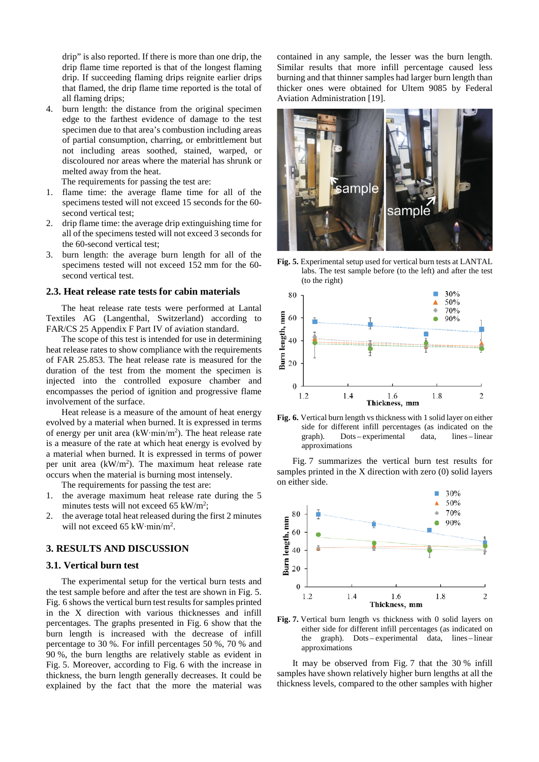drip" is also reported. If there is more than one drip, the drip flame time reported is that of the longest flaming drip. If succeeding flaming drips reignite earlier drips that flamed, the drip flame time reported is the total of all flaming drips;

4. burn length: the distance from the original specimen edge to the farthest evidence of damage to the test specimen due to that area's combustion including areas of partial consumption, charring, or embrittlement but not including areas soothed, stained, warped, or discoloured nor areas where the material has shrunk or melted away from the heat.

The requirements for passing the test are:

1. flame time: the average flame time for all of the specimens tested will not exceed 15 seconds for the 60-second vertical test;
2. drip flame time: the average drip extinguishing time for all of the specimens tested will not exceed 3 seconds for the 60-second vertical test;
3. burn length: the average burn length for all of the specimens tested will not exceed 152 mm for the 60-second vertical test.

### 2.3. Heat release rate tests for cabin materials

The heat release rate tests were performed at Lantal Textiles AG (Langenthal, Switzerland) according to FAR/CS 25 Appendix F Part IV of aviation standard.

The scope of this test is intended for use in determining heat release rates to show compliance with the requirements of FAR 25.853. The heat release rate is measured for the duration of the test from the moment the specimen is injected into the controlled exposure chamber and encompasses the period of ignition and progressive flame involvement of the surface.

Heat release is a measure of the amount of heat energy evolved by a material when burned. It is expressed in terms of energy per unit area (kW·min/m$^2$). The heat release rate is a measure of the rate at which heat energy is evolved by a material when burned. It is expressed in terms of power per unit area (kW/m$^2$). The maximum heat release rate occurs when the material is burning most intensely.

The requirements for passing the test are:

1. the average maximum heat release rate during the 5 minutes tests will not exceed 65 kW/m$^2$;
2. the average total heat released during the first 2 minutes will not exceed 65 kW·min/m$^2$.

## 3. RESULTS AND DISCUSSION

### 3.1. Vertical burn test

The experimental setup for the vertical burn tests and the test sample before and after the test are shown in Fig. 5. Fig. 6 shows the vertical burn test results for samples printed in the X direction with various thicknesses and infill percentages. The graphs presented in Fig. 6 show that the burn length is increased with the decrease of infill percentage to 30 %. For infill percentages 50 %, 70 % and 90 %, the burn lengths are relatively stable as evident in Fig. 5. Moreover, according to Fig. 6 with the increase in thickness, the burn length generally decreases. It could be explained by the fact that the more the material was contained in any sample, the lesser was the burn length. Similar results that more infill percentage caused less burning and that thinner samples had larger burn length than thicker ones were obtained for Ultem 9085 by Federal Aviation Administration [19].

**Fig. 5.** Experimental setup used for vertical burn tests at LANTAL labs. The test sample before (to the left) and after the test (to the right)

**Fig. 6.** Vertical burn length vs thickness with 1 solid layer on either side for different infill percentages (as indicated on the graph). Dots – experimental data, lines – linear approximations

Fig. 7 summarizes the vertical burn test results for samples printed in the X direction with zero (0) solid layers on either side.

**Fig. 7.** Vertical burn length vs thickness with 0 solid layers on either side for different infill percentages (as indicated on the graph). Dots – experimental data, lines – linear approximations

It may be observed from Fig. 7 that the 30 % infill samples have shown relatively higher burn lengths at all the thickness levels, compared to the other samples with higher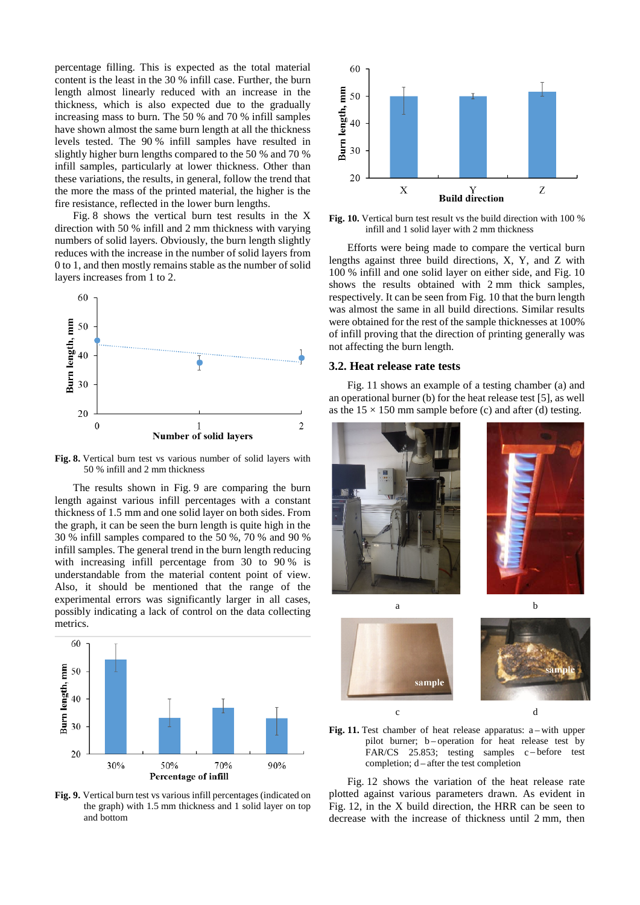percentage filling. This is expected as the total material content is the least in the 30 % infill case. Further, the burn length almost linearly reduced with an increase in the thickness, which is also expected due to the gradually increasing mass to burn. The 50 % and 70 % infill samples have shown almost the same burn length at all the thickness levels tested. The 90 % infill samples have resulted in slightly higher burn lengths compared to the 50 % and 70 % infill samples, particularly at lower thickness. Other than these variations, the results, in general, follow the trend that the more the mass of the printed material, the higher is the fire resistance, reflected in the lower burn lengths.

Fig. 8 shows the vertical burn test results in the X direction with 50 % infill and 2 mm thickness with varying numbers of solid layers. Obviously, the burn length slightly reduces with the increase in the number of solid layers from 0 to 1, and then mostly remains stable as the number of solid layers increases from 1 to 2.

**Fig. 8.** Vertical burn test vs various number of solid layers with 50 % infill and 2 mm thickness

The results shown in Fig. 9 are comparing the burn length against various infill percentages with a constant thickness of 1.5 mm and one solid layer on both sides. From the graph, it can be seen the burn length is quite high in the 30 % infill samples compared to the 50 %, 70 % and 90 % infill samples. The general trend in the burn length reducing with increasing infill percentage from 30 to 90 % is understandable from the material content point of view. Also, it should be mentioned that the range of the experimental errors was significantly larger in all cases, possibly indicating a lack of control on the data collecting metrics.

**Fig. 9.** Vertical burn test vs various infill percentages (indicated on the graph) with 1.5 mm thickness and 1 solid layer on top and bottom

**Fig. 10.** Vertical burn test result vs the build direction with 100 % infill and 1 solid layer with 2 mm thickness

Efforts were being made to compare the vertical burn lengths against three build directions, X, Y, and Z with 100 % infill and one solid layer on either side, and Fig. 10 shows the results obtained with 2 mm thick samples, respectively. It can be seen from Fig. 10 that the burn length was almost the same in all build directions. Similar results were obtained for the rest of the sample thicknesses at 100% of infill proving that the direction of printing generally was not affecting the burn length.

### 3.2. Heat release rate tests

Fig. 11 shows an example of a testing chamber (a) and an operational burner (b) for the heat release test [5], as well as the 15 × 150 mm sample before (c) and after (d) testing.

**Fig. 11.** Test chamber of heat release apparatus: a – with upper pilot burner; b – operation for heat release test by FAR/CS 25.853; testing samples c – before test completion; d – after the test completion

Fig. 12 shows the variation of the heat release rate plotted against various parameters drawn. As evident in Fig. 12, in the X build direction, the HRR can be seen to decrease with the increase of thickness until 2 mm, then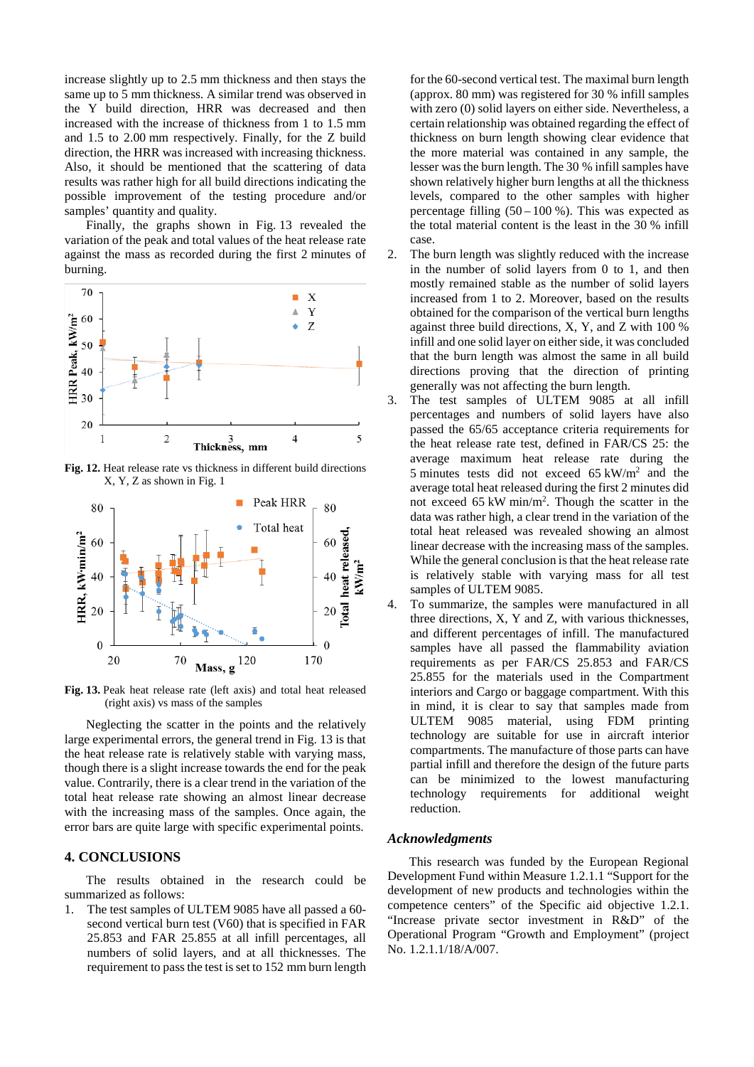increase slightly up to 2.5 mm thickness and then stays the same up to 5 mm thickness. A similar trend was observed in the Y build direction, HRR was decreased and then increased with the increase of thickness from 1 to 1.5 mm and 1.5 to 2.00 mm respectively. Finally, for the Z build direction, the HRR was increased with increasing thickness. Also, it should be mentioned that the scattering of data results was rather high for all build directions indicating the possible improvement of the testing procedure and/or samples' quantity and quality.

Finally, the graphs shown in Fig. 13 revealed the variation of the peak and total values of the heat release rate against the mass as recorded during the first 2 minutes of burning.

**Fig. 12.** Heat release rate vs thickness in different build directions X, Y, Z as shown in Fig. 1

**Fig. 13.** Peak heat release rate (left axis) and total heat released (right axis) vs mass of the samples

Neglecting the scatter in the points and the relatively large experimental errors, the general trend in Fig. 13 is that the heat release rate is relatively stable with varying mass, though there is a slight increase towards the end for the peak value. Contrarily, there is a clear trend in the variation of the total heat release rate showing an almost linear decrease with the increasing mass of the samples. Once again, the error bars are quite large with specific experimental points.

## 4. CONCLUSIONS

The results obtained in the research could be summarized as follows:

1. The test samples of ULTEM 9085 have all passed a 60-second vertical burn test (V60) that is specified in FAR 25.853 and FAR 25.855 at all infill percentages, all numbers of solid layers, and at all thicknesses. The requirement to pass the test is set to 152 mm burn length for the 60-second vertical test. The maximal burn length (approx. 80 mm) was registered for 30 % infill samples with zero (0) solid layers on either side. Nevertheless, a certain relationship was obtained regarding the effect of thickness on burn length showing clear evidence that the more material was contained in any sample, the lesser was the burn length. The 30 % infill samples have shown relatively higher burn lengths at all the thickness levels, compared to the other samples with higher percentage filling (50 – 100 %). This was expected as the total material content is the least in the 30 % infill case.
2. The burn length was slightly reduced with the increase in the number of solid layers from 0 to 1, and then mostly remained stable as the number of solid layers increased from 1 to 2. Moreover, based on the results obtained for the comparison of the vertical burn lengths against three build directions, X, Y, and Z with 100 % infill and one solid layer on either side, it was concluded that the burn length was almost the same in all build directions proving that the direction of printing generally was not affecting the burn length.
3. The test samples of ULTEM 9085 at all infill percentages and numbers of solid layers have also passed the 65/65 acceptance criteria requirements for the heat release rate test, defined in FAR/CS 25: the average maximum heat release rate during the 5 minutes tests did not exceed 65 kW/m$^2$ and the average total heat released during the first 2 minutes did not exceed 65 kW min/m$^2$. Though the scatter in the data was rather high, a clear trend in the variation of the total heat released was revealed showing an almost linear decrease with the increasing mass of the samples. While the general conclusion is that the heat release rate is relatively stable with varying mass for all test samples of ULTEM 9085.
4. To summarize, the samples were manufactured in all three directions, X, Y and Z, with various thicknesses, and different percentages of infill. The manufactured samples have all passed the flammability aviation requirements as per FAR/CS 25.853 and FAR/CS 25.855 for the materials used in the Compartment interiors and Cargo or baggage compartment. With this in mind, it is clear to say that samples made from ULTEM 9085 material, using FDM printing technology are suitable for use in aircraft interior compartments. The manufacture of those parts can have partial infill and therefore the design of the future parts can be minimized to the lowest manufacturing technology requirements for additional weight reduction.

### *Acknowledgments*

This research was funded by the European Regional Development Fund within Measure 1.2.1.1 "Support for the development of new products and technologies within the competence centers" of the Specific aid objective 1.2.1. "Increase private sector investment in R&D" of the Operational Program "Growth and Employment" (project No. 1.2.1.1/18/A/007.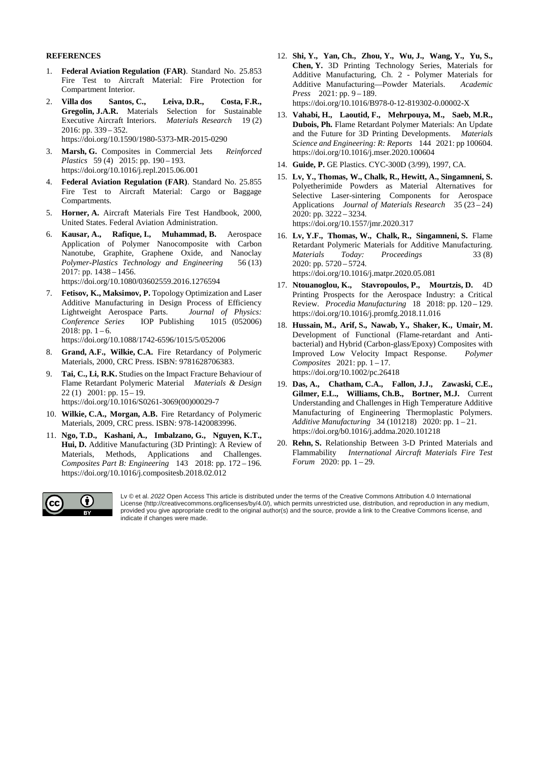## REFERENCES

1. **Federal Aviation Regulation (FAR)**. Standard No. 25.853 Fire Test to Aircraft Material: Fire Protection for Compartment Interior.
2. **Villa dos Santos, C., Leiva, D.R., Costa, F.R., Gregolin, J.A.R.** Materials Selection for Sustainable Executive Aircraft Interiors. *Materials Research* 19 (2) 2016: pp. 339 – 352. https://doi.org/10.1590/1980-5373-MR-2015-0290
3. **Marsh, G.** Composites in Commercial Jets *Reinforced Plastics* 59 (4) 2015: pp. 190 – 193. https://doi.org/10.1016/j.repl.2015.06.001
4. **Federal Aviation Regulation (FAR)**. Standard No. 25.855 Fire Test to Aircraft Material: Cargo or Baggage Compartments.
5. **Horner, A.** Aircraft Materials Fire Test Handbook, 2000, United States. Federal Aviation Administration.
6. **Kausar, A., Rafique, I., Muhammad, B.** Aerospace Application of Polymer Nanocomposite with Carbon Nanotube, Graphite, Graphene Oxide, and Nanoclay *Polymer-Plastics Technology and Engineering* 56 (13) 2017: pp. 1438 – 1456. https://doi.org/10.1080/03602559.2016.1276594
7. **Fetisov, K., Maksimov, P.** Topology Optimization and Laser Additive Manufacturing in Design Process of Efficiency Lightweight Aerospace Parts. *Journal of Physics: Conference Series* IOP Publishing 1015 (052006) 2018: pp. 1 – 6. https://doi.org/10.1088/1742-6596/1015/5/052006
8. **Grand, A.F., Wilkie, C.A.** Fire Retardancy of Polymeric Materials, 2000, CRC Press. ISBN: 9781628706383.
9. **Tai, C., Li, R.K.** Studies on the Impact Fracture Behaviour of Flame Retardant Polymeric Material *Materials & Design* 22 (1) 2001: pp. 15 – 19. https://doi.org/10.1016/S0261-3069(00)00029-7
10. **Wilkie, C.A., Morgan, A.B.** Fire Retardancy of Polymeric Materials, 2009, CRC press. ISBN: 978-1420083996.
11. **Ngo, T.D., Kashani, A., Imbalzano, G., Nguyen, K.T., Hui, D.** Additive Manufacturing (3D Printing): A Review of Materials, Methods, Applications and Challenges. *Composites Part B: Engineering* 143 2018: pp. 172 – 196. https://doi.org/10.1016/j.compositesb.2018.02.012
12. **Shi, Y., Yan, Ch., Zhou, Y., Wu, J., Wang, Y., Yu, S., Chen, Y.** 3D Printing Technology Series, Materials for Additive Manufacturing, Ch. 2 - Polymer Materials for Additive Manufacturing—Powder Materials. *Academic Press* 2021: pp. 9 – 189. https://doi.org/10.1016/B978-0-12-819302-0.00002-X
13. **Vahabi, H., Laoutid, F., Mehrpouya, M., Saeb, M.R., Dubois, Ph.** Flame Retardant Polymer Materials: An Update and the Future for 3D Printing Developments. *Materials Science and Engineering: R: Reports* 144 2021: pp 100604. https://doi.org/10.1016/j.mser.2020.100604
14. **Guide, P.** GE Plastics. CYC-300D (3/99), 1997, CA.
15. **Lv, Y., Thomas, W., Chalk, R., Hewitt, A., Singamneni, S.** Polyetherimide Powders as Material Alternatives for Selective Laser-sintering Components for Aerospace Applications *Journal of Materials Research* 35 (23 – 24) 2020: pp. 3222 – 3234. https://doi.org/10.1557/jmr.2020.317
16. **Lv, Y.F., Thomas, W., Chalk, R., Singamneni, S.** Flame Retardant Polymeric Materials for Additive Manufacturing. *Materials Today: Proceedings* 33 (8) 2020: pp. 5720 – 5724. https://doi.org/10.1016/j.matpr.2020.05.081
17. **Ntouanoglou, K., Stavropoulos, P., Mourtzis, D.** 4D Printing Prospects for the Aerospace Industry: a Critical Review. *Procedia Manufacturing* 18 2018: pp. 120 – 129. https://doi.org/10.1016/j.promfg.2018.11.016
18. **Hussain, M., Arif, S., Nawab, Y., Shaker, K., Umair, M.** Development of Functional (Flame-retardant and Anti-bacterial) and Hybrid (Carbon-glass/Epoxy) Composites with Improved Low Velocity Impact Response. *Polymer Composites* 2021: pp. 1 – 17. https://doi.org/10.1002/pc.26418
19. **Das, A., Chatham, C.A., Fallon, J.J., Zawaski, C.E., Gilmer, E.L., Williams, Ch.B., Bortner, M.J.** Current Understanding and Challenges in High Temperature Additive Manufacturing of Engineering Thermoplastic Polymers. *Additive Manufacturing* 34 (101218) 2020: pp. 1 – 21. https://doi.org/b0.1016/j.addma.2020.101218
20. **Rehn, S.** Relationship Between 3-D Printed Materials and Flammability *International Aircraft Materials Fire Test Forum* 2020: pp. 1 – 29.

Lv © et al. *2022* Open Access This article is distributed under the terms of the Creative Commons Attribution 4.0 International License (http://creativecommons.org/licenses/by/4.0/), which permits unrestricted use, distribution, and reproduction in any medium, provided you give appropriate credit to the original author(s) and the source, provide a link to the Creative Commons license, and indicate if changes were made.